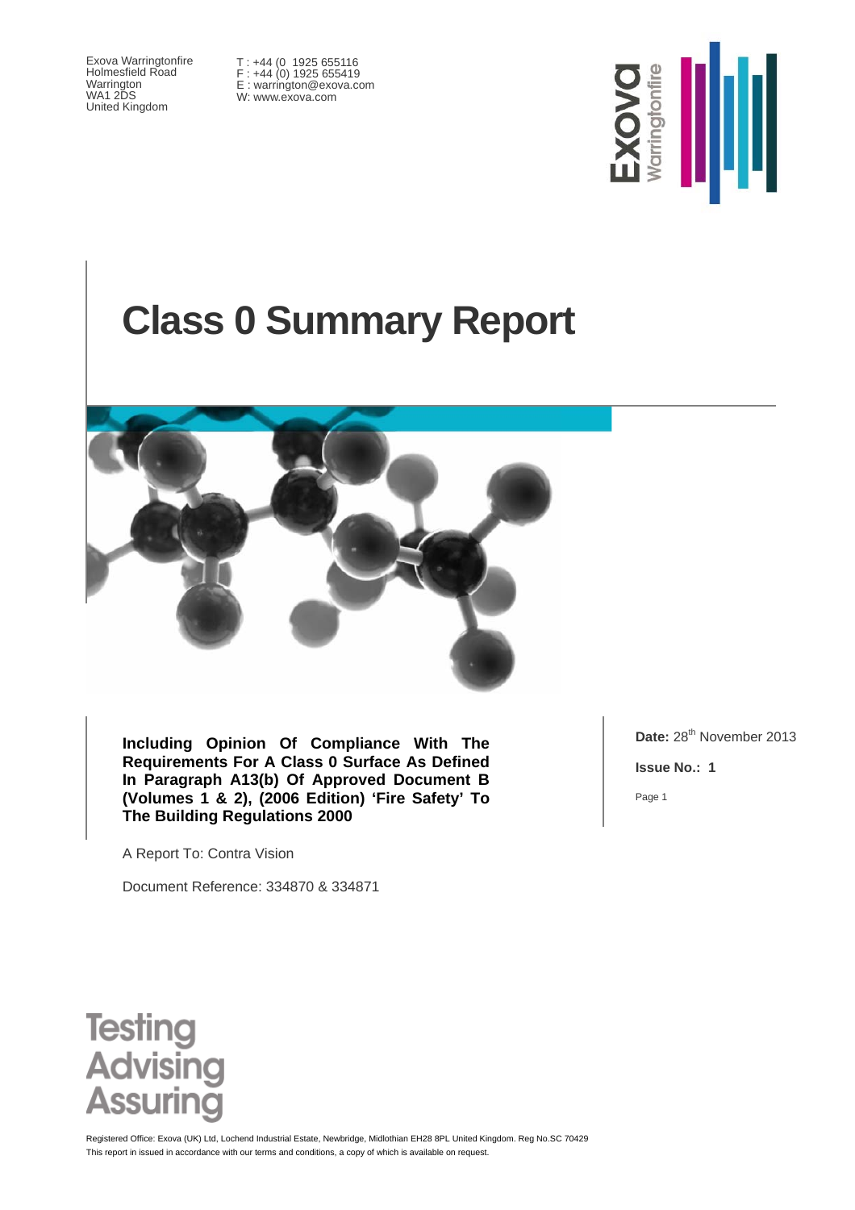Exova Warringtonfire
Holmesfield Road
Warrington
WA1 2DS
United Kingdom

T : +44 (0 1925 655116
F : +44 (0) 1925 655419
E : warrington@exova.com
W: www.exova.com

# Class 0 Summary Report

**Including Opinion Of Compliance With The Requirements For A Class 0 Surface As Defined In Paragraph A13(b) Of Approved Document B (Volumes 1 & 2), (2006 Edition) 'Fire Safety' To The Building Regulations 2000**

A Report To: Contra Vision

Document Reference: 334870 & 334871

**Date:** 28th November 2013

**Issue No.: 1**

Testing
Advising
Assuring

Registered Office: Exova (UK) Ltd, Lochend Industrial Estate, Newbridge, Midlothian EH28 8PL United Kingdom. Reg No.SC 70429
This report in issued in accordance with our terms and conditions, a copy of which is available on request.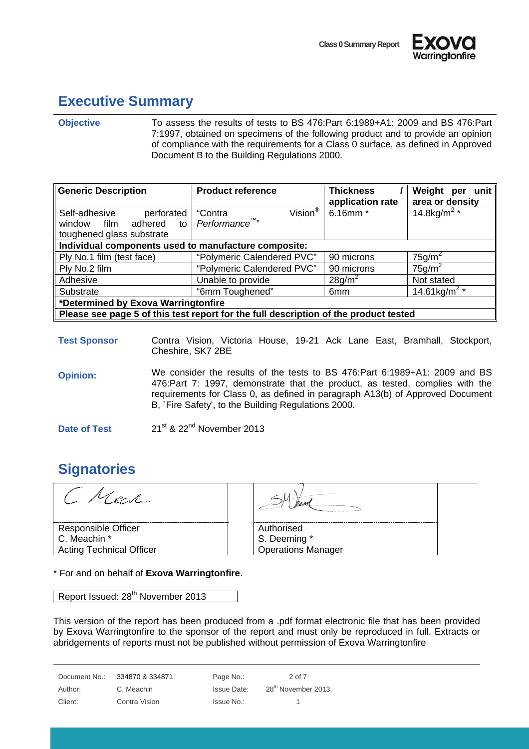## Executive Summary

**Objective**

To assess the results of tests to BS 476:Part 6:1989+A1: 2009 and BS 476:Part 7:1997, obtained on specimens of the following product and to provide an opinion of compliance with the requirements for a Class 0 surface, as defined in Approved Document B to the Building Regulations 2000.

| Generic Description | Product reference | Thickness / application rate | Weight per unit area or density |
|---|---|---|---|
| Self-adhesive perforated window film adhered to toughened glass substrate | "Contra Vision® *Performance™*" | 6.16mm * | 14.8kg/m² * |
| **Individual components used to manufacture composite:** | | | |
| Ply No.1 film (test face) | "Polymeric Calendered PVC" | 90 microns | 75g/m² |
| Ply No.2 film | "Polymeric Calendered PVC" | 90 microns | 75g/m² |
| Adhesive | Unable to provide | 28g/m² | Not stated |
| Substrate | "6mm Toughened" | 6mm | 14.61kg/m² * |
| ***Determined by Exova Warringtonfire** | | | |
| **Please see page 5 of this test report for the full description of the product tested** | | | |

**Test Sponsor**

Contra Vision, Victoria House, 19-21 Ack Lane East, Bramhall, Stockport, Cheshire, SK7 2BE

**Opinion:**

We consider the results of the tests to BS 476:Part 6:1989+A1: 2009 and BS 476:Part 7: 1997, demonstrate that the product, as tested, complies with the requirements for Class 0, as defined in paragraph A13(b) of Approved Document B, `Fire Safety', to the Building Regulations 2000.

**Date of Test**

21st & 22nd November 2013

## Signatories

| Responsible Officer | Authorised |
|---|---|
| C. Meachin * | S. Deeming * |
| Acting Technical Officer | Operations Manager |

\* For and on behalf of **Exova Warringtonfire**.

Report Issued: 28th November 2013

This version of the report has been produced from a .pdf format electronic file that has been provided by Exova Warringtonfire to the sponsor of the report and must only be reproduced in full. Extracts or abridgements of reports must not be published without permission of Exova Warringtonfire

| Document No.: | 334870 & 334871 | Page No.: | 2 of 7 |
|---|---|---|---|
| Author: | C. Meachin | Issue Date: | 28th November 2013 |
| Client: | Contra Vision | Issue No.: | 1 |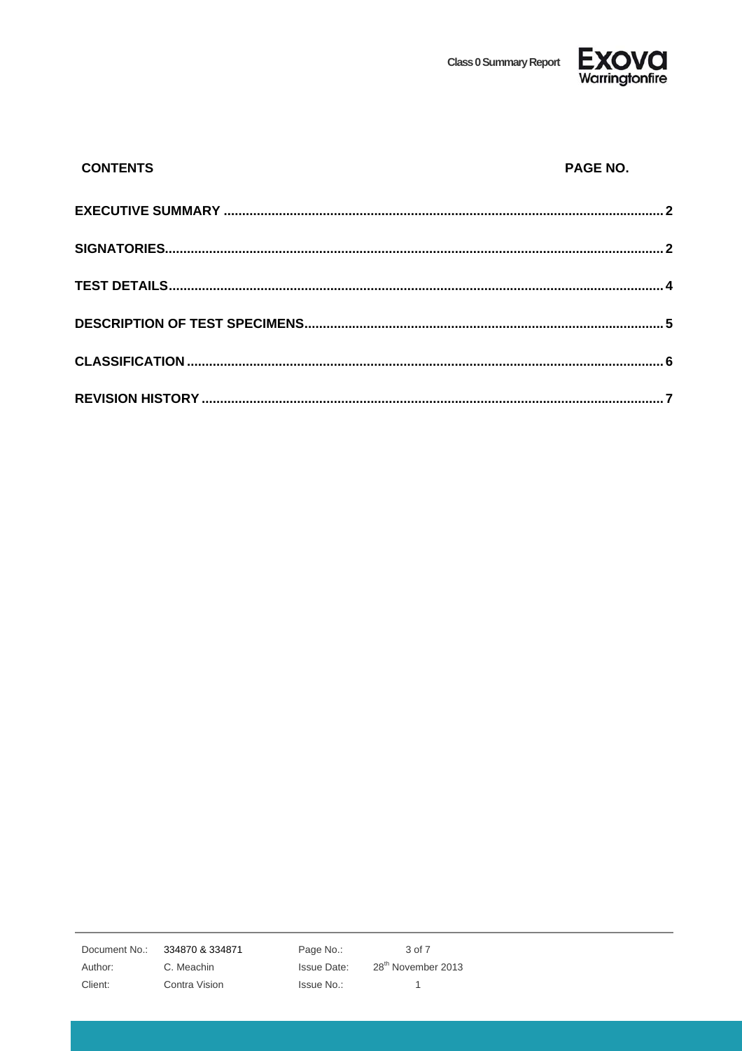**CONTENTS** **PAGE NO.**

| Section | Page No. |
| --- | --- |
| **EXECUTIVE SUMMARY** | **2** |
| **SIGNATORIES** | **2** |
| **TEST DETAILS** | **4** |
| **DESCRIPTION OF TEST SPECIMENS** | **5** |
| **CLASSIFICATION** | **6** |
| **REVISION HISTORY** | **7** |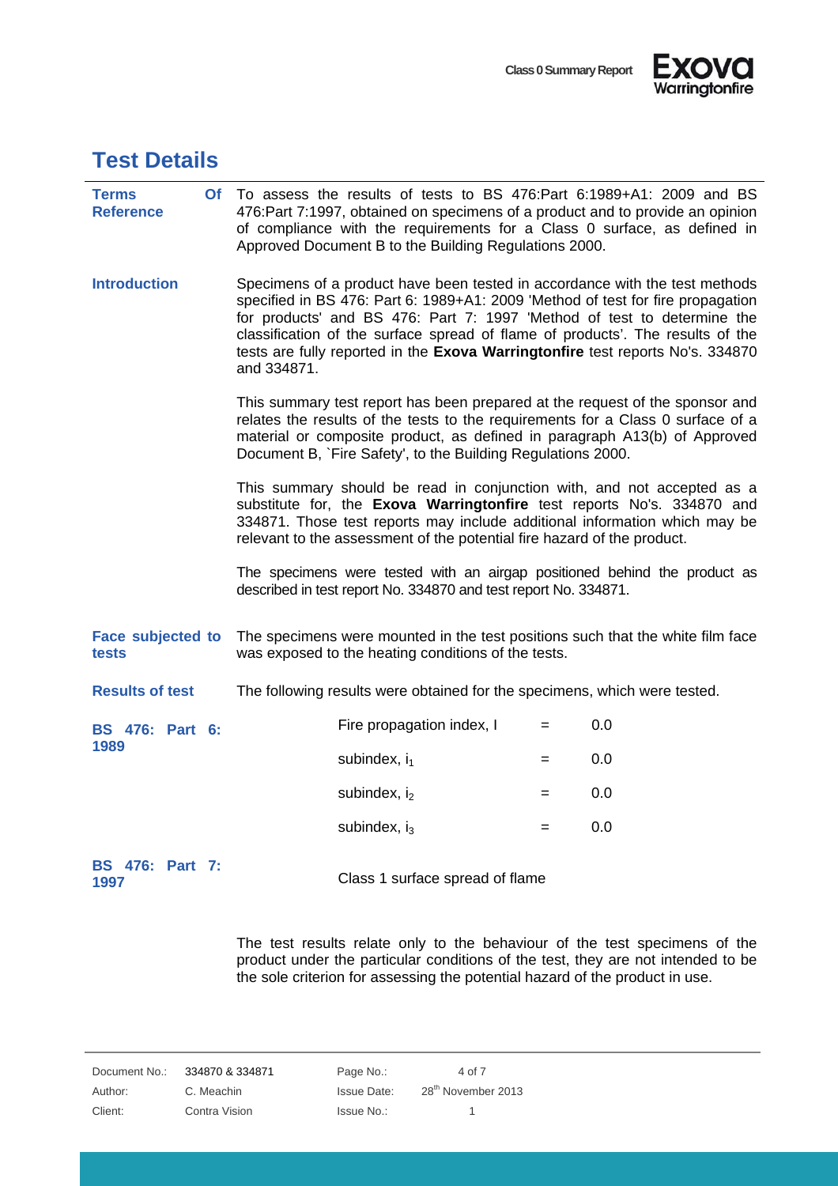## Test Details

**Terms Of Reference**

To assess the results of tests to BS 476:Part 6:1989+A1: 2009 and BS 476:Part 7:1997, obtained on specimens of a product and to provide an opinion of compliance with the requirements for a Class 0 surface, as defined in Approved Document B to the Building Regulations 2000.

**Introduction**

Specimens of a product have been tested in accordance with the test methods specified in BS 476: Part 6: 1989+A1: 2009 'Method of test for fire propagation for products' and BS 476: Part 7: 1997 'Method of test to determine the classification of the surface spread of flame of products'. The results of the tests are fully reported in the **Exova Warringtonfire** test reports No's. 334870 and 334871.

This summary test report has been prepared at the request of the sponsor and relates the results of the tests to the requirements for a Class 0 surface of a material or composite product, as defined in paragraph A13(b) of Approved Document B, `Fire Safety', to the Building Regulations 2000.

This summary should be read in conjunction with, and not accepted as a substitute for, the **Exova Warringtonfire** test reports No's. 334870 and 334871. Those test reports may include additional information which may be relevant to the assessment of the potential fire hazard of the product.

The specimens were tested with an airgap positioned behind the product as described in test report No. 334870 and test report No. 334871.

**Face subjected to tests**

The specimens were mounted in the test positions such that the white film face was exposed to the heating conditions of the tests.

**Results of test**

The following results were obtained for the specimens, which were tested.

**BS 476: Part 6: 1989**

| | | |
|---|---|---|
| Fire propagation index, I | = | 0.0 |
| subindex, $i_1$ | = | 0.0 |
| subindex, $i_2$ | = | 0.0 |
| subindex, $i_3$ | = | 0.0 |

**BS 476: Part 7: 1997**

Class 1 surface spread of flame

The test results relate only to the behaviour of the test specimens of the product under the particular conditions of the test, they are not intended to be the sole criterion for assessing the potential hazard of the product in use.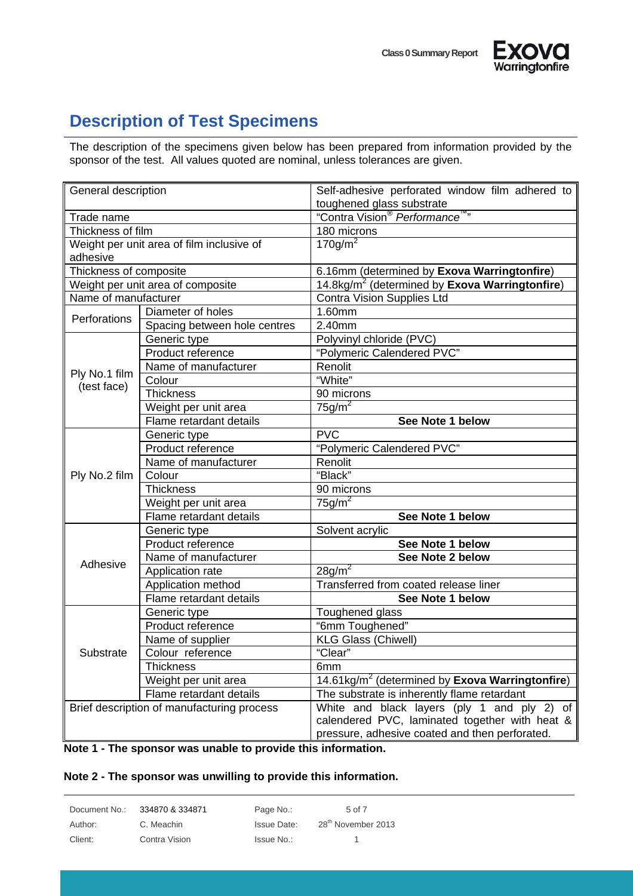## Description of Test Specimens

The description of the specimens given below has been prepared from information provided by the sponsor of the test. All values quoted are nominal, unless tolerances are given.

| | | |
|---|---|---|
| General description | | Self-adhesive perforated window film adhered to toughened glass substrate |
| Trade name | | "Contra Vision® *Performance*™" |
| Thickness of film | | 180 microns |
| Weight per unit area of film inclusive of adhesive | | 170g/m$^2$ |
| Thickness of composite | | 6.16mm (determined by **Exova Warringtonfire**) |
| Weight per unit area of composite | | 14.8kg/m$^2$ (determined by **Exova Warringtonfire**) |
| Name of manufacturer | | Contra Vision Supplies Ltd |
| Perforations | Diameter of holes | 1.60mm |
| | Spacing between hole centres | 2.40mm |
| Ply No.1 film (test face) | Generic type | Polyvinyl chloride (PVC) |
| | Product reference | "Polymeric Calendered PVC" |
| | Name of manufacturer | Renolit |
| | Colour | "White" |
| | Thickness | 90 microns |
| | Weight per unit area | 75g/m$^2$ |
| | Flame retardant details | **See Note 1 below** |
| Ply No.2 film | Generic type | PVC |
| | Product reference | "Polymeric Calendered PVC" |
| | Name of manufacturer | Renolit |
| | Colour | "Black" |
| | Thickness | 90 microns |
| | Weight per unit area | 75g/m$^2$ |
| | Flame retardant details | **See Note 1 below** |
| Adhesive | Generic type | Solvent acrylic |
| | Product reference | **See Note 1 below** |
| | Name of manufacturer | **See Note 2 below** |
| | Application rate | 28g/m$^2$ |
| | Application method | Transferred from coated release liner |
| | Flame retardant details | **See Note 1 below** |
| Substrate | Generic type | Toughened glass |
| | Product reference | "6mm Toughened" |
| | Name of supplier | KLG Glass (Chiwell) |
| | Colour reference | "Clear" |
| | Thickness | 6mm |
| | Weight per unit area | 14.61kg/m$^2$ (determined by **Exova Warringtonfire**) |
| | Flame retardant details | The substrate is inherently flame retardant |
| Brief description of manufacturing process | | White and black layers (ply 1 and ply 2) of calendered PVC, laminated together with heat & pressure, adhesive coated and then perforated. |

**Note 1 - The sponsor was unable to provide this information.**

**Note 2 - The sponsor was unwilling to provide this information.**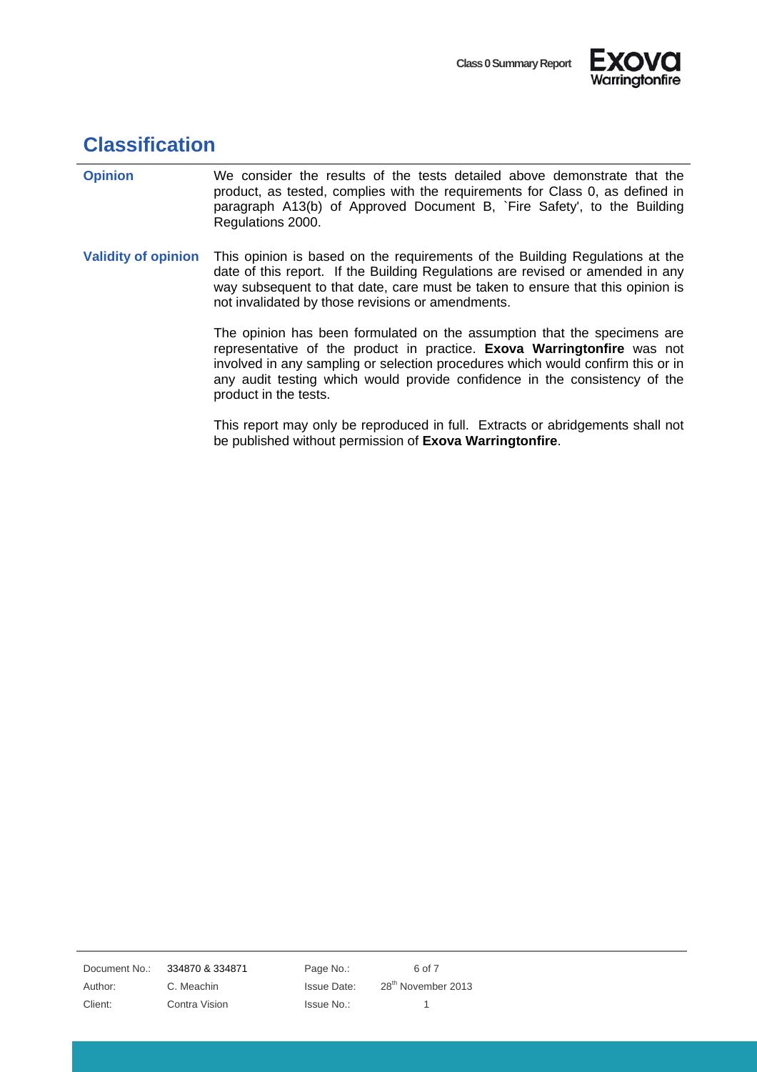## Classification

**Opinion**

We consider the results of the tests detailed above demonstrate that the product, as tested, complies with the requirements for Class 0, as defined in paragraph A13(b) of Approved Document B, `Fire Safety', to the Building Regulations 2000.

**Validity of opinion**

This opinion is based on the requirements of the Building Regulations at the date of this report. If the Building Regulations are revised or amended in any way subsequent to that date, care must be taken to ensure that this opinion is not invalidated by those revisions or amendments.

The opinion has been formulated on the assumption that the specimens are representative of the product in practice. **Exova Warringtonfire** was not involved in any sampling or selection procedures which would confirm this or in any audit testing which would provide confidence in the consistency of the product in the tests.

This report may only be reproduced in full. Extracts or abridgements shall not be published without permission of **Exova Warringtonfire**.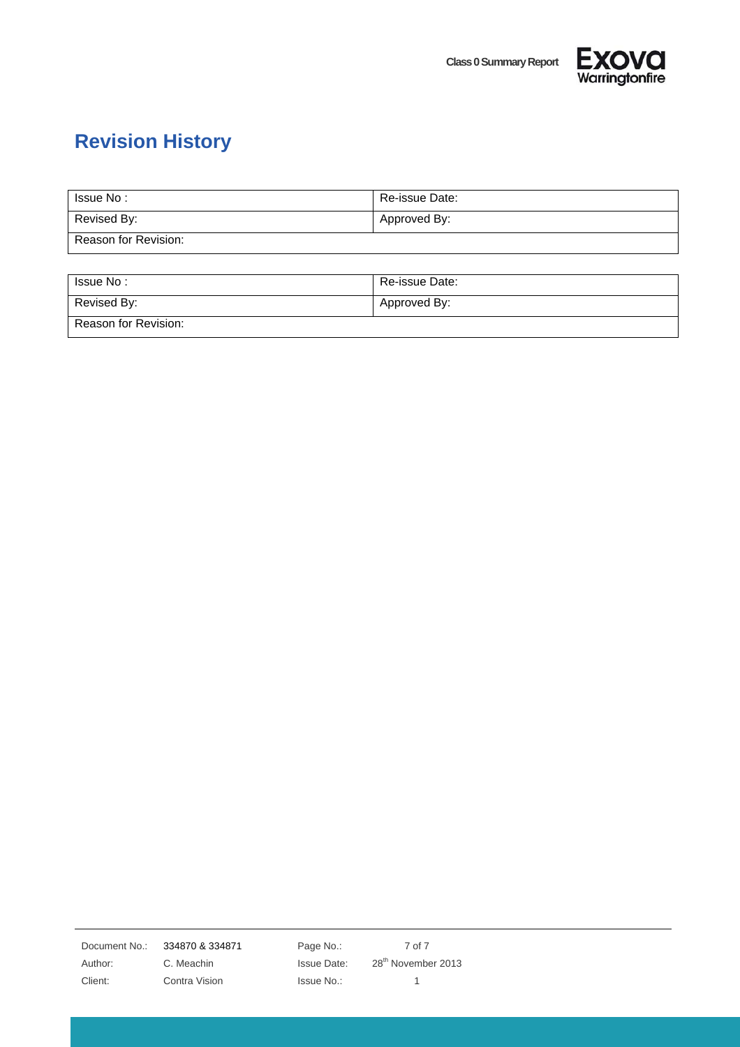# Revision History

| | |
|---|---|
| Issue No : | Re-issue Date: |
| Revised By: | Approved By: |
| Reason for Revision: | |

| | |
|---|---|
| Issue No : | Re-issue Date: |
| Revised By: | Approved By: |
| Reason for Revision: | |